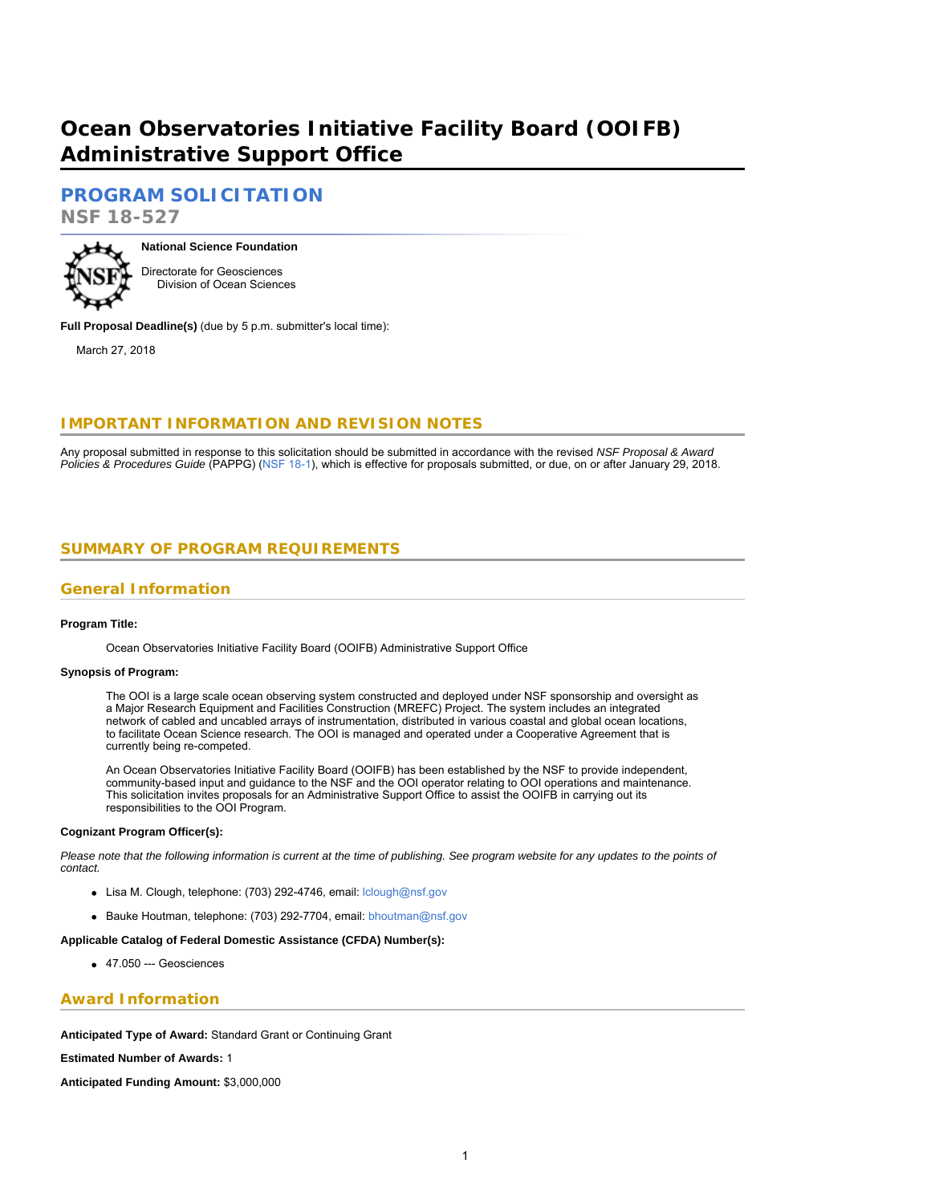# Ocean Observatories Initiative Facility Board (OOIFB) Administrative Support Office

## PROGRAM SOLICITATION

**NSF 18-527**

**National Science Foundation**

Directorate for Geosciences
Division of Ocean Sciences

**Full Proposal Deadline(s)** (due by 5 p.m. submitter's local time):

March 27, 2018

## IMPORTANT INFORMATION AND REVISION NOTES

Any proposal submitted in response to this solicitation should be submitted in accordance with the revised *NSF Proposal & Award Policies & Procedures Guide* (PAPPG) (NSF 18-1), which is effective for proposals submitted, or due, on or after January 29, 2018.

## SUMMARY OF PROGRAM REQUIREMENTS

### General Information

**Program Title:**

Ocean Observatories Initiative Facility Board (OOIFB) Administrative Support Office

**Synopsis of Program:**

The OOI is a large scale ocean observing system constructed and deployed under NSF sponsorship and oversight as a Major Research Equipment and Facilities Construction (MREFC) Project. The system includes an integrated network of cabled and uncabled arrays of instrumentation, distributed in various coastal and global ocean locations, to facilitate Ocean Science research. The OOI is managed and operated under a Cooperative Agreement that is currently being re-competed.

An Ocean Observatories Initiative Facility Board (OOIFB) has been established by the NSF to provide independent, community-based input and guidance to the NSF and the OOI operator relating to OOI operations and maintenance. This solicitation invites proposals for an Administrative Support Office to assist the OOIFB in carrying out its responsibilities to the OOI Program.

**Cognizant Program Officer(s):**

*Please note that the following information is current at the time of publishing. See program website for any updates to the points of contact.*

- Lisa M. Clough, telephone: (703) 292-4746, email: lclough@nsf.gov
- Bauke Houtman, telephone: (703) 292-7704, email: bhoutman@nsf.gov

**Applicable Catalog of Federal Domestic Assistance (CFDA) Number(s):**

- 47.050 --- Geosciences

### Award Information

**Anticipated Type of Award:** Standard Grant or Continuing Grant

**Estimated Number of Awards:** 1

**Anticipated Funding Amount:** $3,000,000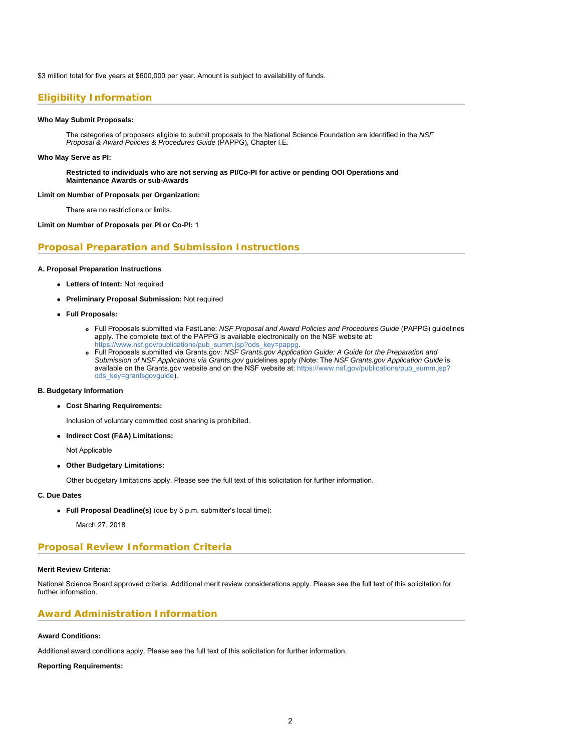$3 million total for five years at $600,000 per year. Amount is subject to availability of funds.

## Eligibility Information

**Who May Submit Proposals:**

The categories of proposers eligible to submit proposals to the National Science Foundation are identified in the *NSF Proposal & Award Policies & Procedures Guide* (PAPPG), Chapter I.E.

**Who May Serve as PI:**

**Restricted to individuals who are not serving as PI/Co-PI for active or pending OOI Operations and Maintenance Awards or sub-Awards**

**Limit on Number of Proposals per Organization:**

There are no restrictions or limits.

**Limit on Number of Proposals per PI or Co-PI:** 1

## Proposal Preparation and Submission Instructions

**A. Proposal Preparation Instructions**

- **Letters of Intent:** Not required
- **Preliminary Proposal Submission:** Not required
- **Full Proposals:**
  - Full Proposals submitted via FastLane: *NSF Proposal and Award Policies and Procedures Guide* (PAPPG) guidelines apply. The complete text of the PAPPG is available electronically on the NSF website at: https://www.nsf.gov/publications/pub_summ.jsp?ods_key=pappg.
  - Full Proposals submitted via Grants.gov: *NSF Grants.gov Application Guide: A Guide for the Preparation and Submission of NSF Applications via Grants.gov* guidelines apply (Note: The *NSF Grants.gov Application Guide* is available on the Grants.gov website and on the NSF website at: https://www.nsf.gov/publications/pub_summ.jsp?ods_key=grantsgovguide).

**B. Budgetary Information**

- **Cost Sharing Requirements:**

  Inclusion of voluntary committed cost sharing is prohibited.

- **Indirect Cost (F&A) Limitations:**

  Not Applicable

- **Other Budgetary Limitations:**

  Other budgetary limitations apply. Please see the full text of this solicitation for further information.

**C. Due Dates**

- **Full Proposal Deadline(s)** (due by 5 p.m. submitter's local time):

  March 27, 2018

## Proposal Review Information Criteria

**Merit Review Criteria:**

National Science Board approved criteria. Additional merit review considerations apply. Please see the full text of this solicitation for further information.

## Award Administration Information

**Award Conditions:**

Additional award conditions apply. Please see the full text of this solicitation for further information.

**Reporting Requirements:**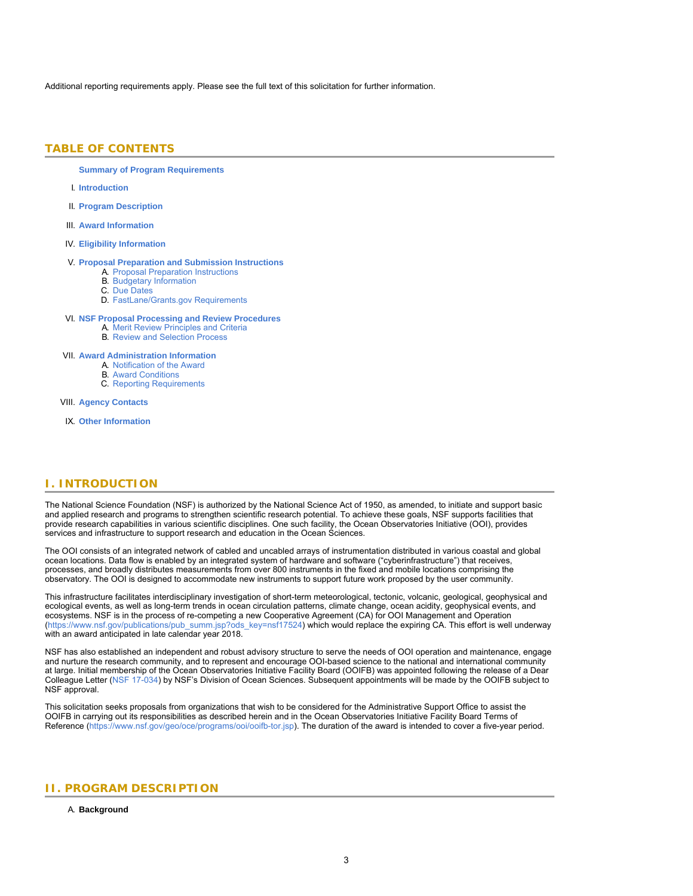Additional reporting requirements apply. Please see the full text of this solicitation for further information.

## TABLE OF CONTENTS

**Summary of Program Requirements**

I. **Introduction**

II. **Program Description**

III. **Award Information**

IV. **Eligibility Information**

V. **Proposal Preparation and Submission Instructions**
   A. Proposal Preparation Instructions
   B. Budgetary Information
   C. Due Dates
   D. FastLane/Grants.gov Requirements

VI. **NSF Proposal Processing and Review Procedures**
   A. Merit Review Principles and Criteria
   B. Review and Selection Process

VII. **Award Administration Information**
   A. Notification of the Award
   B. Award Conditions
   C. Reporting Requirements

VIII. **Agency Contacts**

IX. **Other Information**

## I. INTRODUCTION

The National Science Foundation (NSF) is authorized by the National Science Act of 1950, as amended, to initiate and support basic and applied research and programs to strengthen scientific research potential. To achieve these goals, NSF supports facilities that provide research capabilities in various scientific disciplines. One such facility, the Ocean Observatories Initiative (OOI), provides services and infrastructure to support research and education in the Ocean Sciences.

The OOI consists of an integrated network of cabled and uncabled arrays of instrumentation distributed in various coastal and global ocean locations. Data flow is enabled by an integrated system of hardware and software ("cyberinfrastructure") that receives, processes, and broadly distributes measurements from over 800 instruments in the fixed and mobile locations comprising the observatory. The OOI is designed to accommodate new instruments to support future work proposed by the user community.

This infrastructure facilitates interdisciplinary investigation of short-term meteorological, tectonic, volcanic, geological, geophysical and ecological events, as well as long-term trends in ocean circulation patterns, climate change, ocean acidity, geophysical events, and ecosystems. NSF is in the process of re-competing a new Cooperative Agreement (CA) for OOI Management and Operation (https://www.nsf.gov/publications/pub_summ.jsp?ods_key=nsf17524) which would replace the expiring CA. This effort is well underway with an award anticipated in late calendar year 2018.

NSF has also established an independent and robust advisory structure to serve the needs of OOI operation and maintenance, engage and nurture the research community, and to represent and encourage OOI-based science to the national and international community at large. Initial membership of the Ocean Observatories Initiative Facility Board (OOIFB) was appointed following the release of a Dear Colleague Letter (NSF 17-034) by NSF's Division of Ocean Sciences. Subsequent appointments will be made by the OOIFB subject to NSF approval.

This solicitation seeks proposals from organizations that wish to be considered for the Administrative Support Office to assist the OOIFB in carrying out its responsibilities as described herein and in the Ocean Observatories Initiative Facility Board Terms of Reference (https://www.nsf.gov/geo/oce/programs/ooi/ooifb-tor.jsp). The duration of the award is intended to cover a five-year period.

## II. PROGRAM DESCRIPTION

A. **Background**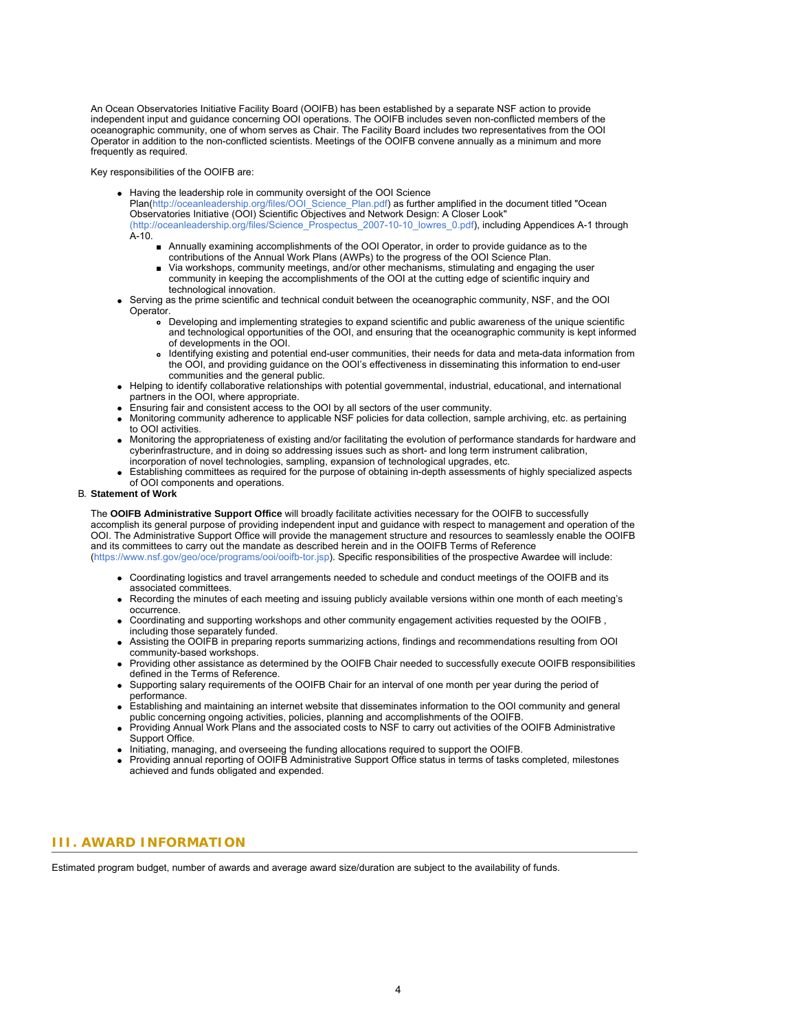An Ocean Observatories Initiative Facility Board (OOIFB) has been established by a separate NSF action to provide independent input and guidance concerning OOI operations. The OOIFB includes seven non-conflicted members of the oceanographic community, one of whom serves as Chair. The Facility Board includes two representatives from the OOI Operator in addition to the non-conflicted scientists. Meetings of the OOIFB convene annually as a minimum and more frequently as required.

Key responsibilities of the OOIFB are:

- Having the leadership role in community oversight of the OOI Science Plan(http://oceanleadership.org/files/OOI_Science_Plan.pdf) as further amplified in the document titled "Ocean Observatories Initiative (OOI) Scientific Objectives and Network Design: A Closer Look" (http://oceanleadership.org/files/Science_Prospectus_2007-10-10_lowres_0.pdf), including Appendices A-1 through A-10.
    - Annually examining accomplishments of the OOI Operator, in order to provide guidance as to the contributions of the Annual Work Plans (AWPs) to the progress of the OOI Science Plan.
    - Via workshops, community meetings, and/or other mechanisms, stimulating and engaging the user community in keeping the accomplishments of the OOI at the cutting edge of scientific inquiry and technological innovation.
- Serving as the prime scientific and technical conduit between the oceanographic community, NSF, and the OOI Operator.
    - Developing and implementing strategies to expand scientific and public awareness of the unique scientific and technological opportunities of the OOI, and ensuring that the oceanographic community is kept informed of developments in the OOI.
    - Identifying existing and potential end-user communities, their needs for data and meta-data information from the OOI, and providing guidance on the OOI's effectiveness in disseminating this information to end-user communities and the general public.
- Helping to identify collaborative relationships with potential governmental, industrial, educational, and international partners in the OOI, where appropriate.
- Ensuring fair and consistent access to the OOI by all sectors of the user community.
- Monitoring community adherence to applicable NSF policies for data collection, sample archiving, etc. as pertaining to OOI activities.
- Monitoring the appropriateness of existing and/or facilitating the evolution of performance standards for hardware and cyberinfrastructure, and in doing so addressing issues such as short- and long term instrument calibration, incorporation of novel technologies, sampling, expansion of technological upgrades, etc.
- Establishing committees as required for the purpose of obtaining in-depth assessments of highly specialized aspects of OOI components and operations.

B. **Statement of Work**

The **OOIFB Administrative Support Office** will broadly facilitate activities necessary for the OOIFB to successfully accomplish its general purpose of providing independent input and guidance with respect to management and operation of the OOI. The Administrative Support Office will provide the management structure and resources to seamlessly enable the OOIFB and its committees to carry out the mandate as described herein and in the OOIFB Terms of Reference (https://www.nsf.gov/geo/oce/programs/ooi/ooifb-tor.jsp). Specific responsibilities of the prospective Awardee will include:

- Coordinating logistics and travel arrangements needed to schedule and conduct meetings of the OOIFB and its associated committees.
- Recording the minutes of each meeting and issuing publicly available versions within one month of each meeting's occurrence.
- Coordinating and supporting workshops and other community engagement activities requested by the OOIFB , including those separately funded.
- Assisting the OOIFB in preparing reports summarizing actions, findings and recommendations resulting from OOI community-based workshops.
- Providing other assistance as determined by the OOIFB Chair needed to successfully execute OOIFB responsibilities defined in the Terms of Reference.
- Supporting salary requirements of the OOIFB Chair for an interval of one month per year during the period of performance.
- Establishing and maintaining an internet website that disseminates information to the OOI community and general public concerning ongoing activities, policies, planning and accomplishments of the OOIFB.
- Providing Annual Work Plans and the associated costs to NSF to carry out activities of the OOIFB Administrative Support Office.
- Initiating, managing, and overseeing the funding allocations required to support the OOIFB.
- Providing annual reporting of OOIFB Administrative Support Office status in terms of tasks completed, milestones achieved and funds obligated and expended.

## III. AWARD INFORMATION

Estimated program budget, number of awards and average award size/duration are subject to the availability of funds.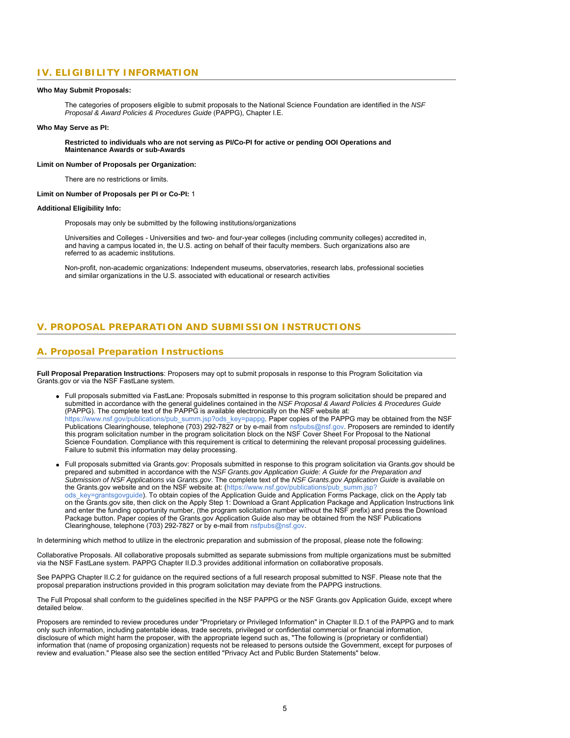## IV. ELIGIBILITY INFORMATION

**Who May Submit Proposals:**

The categories of proposers eligible to submit proposals to the National Science Foundation are identified in the *NSF Proposal & Award Policies & Procedures Guide* (PAPPG), Chapter I.E.

**Who May Serve as PI:**

**Restricted to individuals who are not serving as PI/Co-PI for active or pending OOI Operations and Maintenance Awards or sub-Awards**

**Limit on Number of Proposals per Organization:**

There are no restrictions or limits.

**Limit on Number of Proposals per PI or Co-PI:** 1

**Additional Eligibility Info:**

Proposals may only be submitted by the following institutions/organizations

Universities and Colleges - Universities and two- and four-year colleges (including community colleges) accredited in, and having a campus located in, the U.S. acting on behalf of their faculty members. Such organizations also are referred to as academic institutions.

Non-profit, non-academic organizations: Independent museums, observatories, research labs, professional societies and similar organizations in the U.S. associated with educational or research activities

## V. PROPOSAL PREPARATION AND SUBMISSION INSTRUCTIONS

### A. Proposal Preparation Instructions

**Full Proposal Preparation Instructions**: Proposers may opt to submit proposals in response to this Program Solicitation via Grants.gov or via the NSF FastLane system.

- Full proposals submitted via FastLane: Proposals submitted in response to this program solicitation should be prepared and submitted in accordance with the general guidelines contained in the *NSF Proposal & Award Policies & Procedures Guide* (PAPPG). The complete text of the PAPPG is available electronically on the NSF website at: https://www.nsf.gov/publications/pub_summ.jsp?ods_key=pappg. Paper copies of the PAPPG may be obtained from the NSF Publications Clearinghouse, telephone (703) 292-7827 or by e-mail from nsfpubs@nsf.gov. Proposers are reminded to identify this program solicitation number in the program solicitation block on the NSF Cover Sheet For Proposal to the National Science Foundation. Compliance with this requirement is critical to determining the relevant proposal processing guidelines. Failure to submit this information may delay processing.

- Full proposals submitted via Grants.gov: Proposals submitted in response to this program solicitation via Grants.gov should be prepared and submitted in accordance with the *NSF Grants.gov Application Guide: A Guide for the Preparation and Submission of NSF Applications via Grants.gov*. The complete text of the *NSF Grants.gov Application Guide* is available on the Grants.gov website and on the NSF website at: (https://www.nsf.gov/publications/pub_summ.jsp?ods_key=grantsgovguide). To obtain copies of the Application Guide and Application Forms Package, click on the Apply tab on the Grants.gov site, then click on the Apply Step 1: Download a Grant Application Package and Application Instructions link and enter the funding opportunity number, (the program solicitation number without the NSF prefix) and press the Download Package button. Paper copies of the Grants.gov Application Guide also may be obtained from the NSF Publications Clearinghouse, telephone (703) 292-7827 or by e-mail from nsfpubs@nsf.gov.

In determining which method to utilize in the electronic preparation and submission of the proposal, please note the following:

Collaborative Proposals. All collaborative proposals submitted as separate submissions from multiple organizations must be submitted via the NSF FastLane system. PAPPG Chapter II.D.3 provides additional information on collaborative proposals.

See PAPPG Chapter II.C.2 for guidance on the required sections of a full research proposal submitted to NSF. Please note that the proposal preparation instructions provided in this program solicitation may deviate from the PAPPG instructions.

The Full Proposal shall conform to the guidelines specified in the NSF PAPPG or the NSF Grants.gov Application Guide, except where detailed below.

Proposers are reminded to review procedures under "Proprietary or Privileged Information" in Chapter II.D.1 of the PAPPG and to mark only such information, including patentable ideas, trade secrets, privileged or confidential commercial or financial information, disclosure of which might harm the proposer, with the appropriate legend such as, "The following is (proprietary or confidential) information that (name of proposing organization) requests not be released to persons outside the Government, except for purposes of review and evaluation." Please also see the section entitled "Privacy Act and Public Burden Statements" below.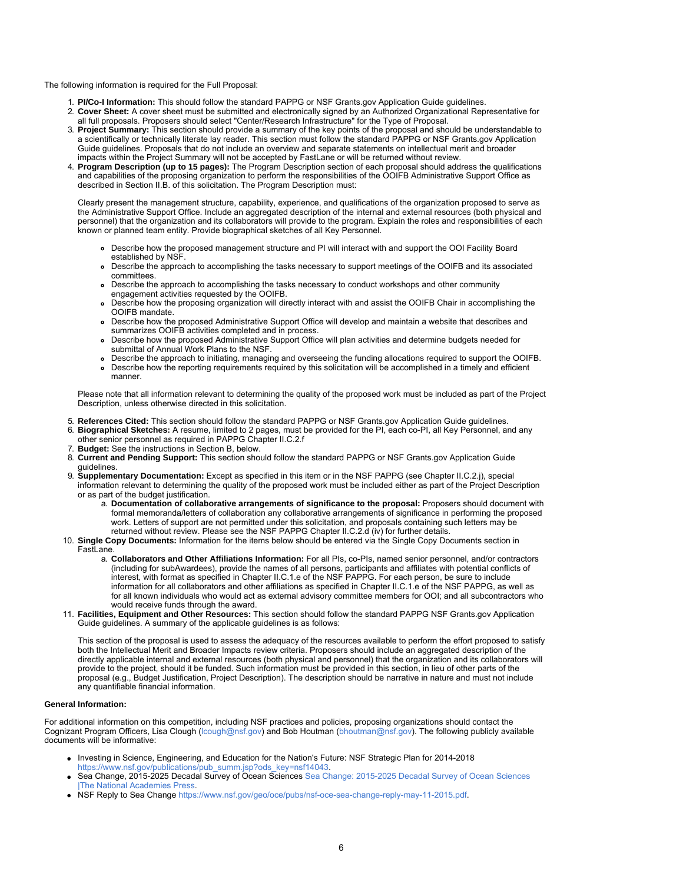The following information is required for the Full Proposal:

1. **PI/Co-I Information:** This should follow the standard PAPPG or NSF Grants.gov Application Guide guidelines.
2. **Cover Sheet:** A cover sheet must be submitted and electronically signed by an Authorized Organizational Representative for all full proposals. Proposers should select "Center/Research Infrastructure" for the Type of Proposal.
3. **Project Summary:** This section should provide a summary of the key points of the proposal and should be understandable to a scientifically or technically literate lay reader. This section must follow the standard PAPPG or NSF Grants.gov Application Guide guidelines. Proposals that do not include an overview and separate statements on intellectual merit and broader impacts within the Project Summary will not be accepted by FastLane or will be returned without review.
4. **Program Description (up to 15 pages):** The Program Description section of each proposal should address the qualifications and capabilities of the proposing organization to perform the responsibilities of the OOIFB Administrative Support Office as described in Section II.B. of this solicitation. The Program Description must:

   Clearly present the management structure, capability, experience, and qualifications of the organization proposed to serve as the Administrative Support Office. Include an aggregated description of the internal and external resources (both physical and personnel) that the organization and its collaborators will provide to the program. Explain the roles and responsibilities of each known or planned team entity. Provide biographical sketches of all Key Personnel.

   - Describe how the proposed management structure and PI will interact with and support the OOI Facility Board established by NSF.
   - Describe the approach to accomplishing the tasks necessary to support meetings of the OOIFB and its associated committees.
   - Describe the approach to accomplishing the tasks necessary to conduct workshops and other community engagement activities requested by the OOIFB.
   - Describe how the proposing organization will directly interact with and assist the OOIFB Chair in accomplishing the OOIFB mandate.
   - Describe how the proposed Administrative Support Office will develop and maintain a website that describes and summarizes OOIFB activities completed and in process.
   - Describe how the proposed Administrative Support Office will plan activities and determine budgets needed for submittal of Annual Work Plans to the NSF.
   - Describe the approach to initiating, managing and overseeing the funding allocations required to support the OOIFB.
   - Describe how the reporting requirements required by this solicitation will be accomplished in a timely and efficient manner.

   Please note that all information relevant to determining the quality of the proposed work must be included as part of the Project Description, unless otherwise directed in this solicitation.

5. **References Cited:** This section should follow the standard PAPPG or NSF Grants.gov Application Guide guidelines.
6. **Biographical Sketches:** A resume, limited to 2 pages, must be provided for the PI, each co-PI, all Key Personnel, and any other senior personnel as required in PAPPG Chapter II.C.2.f
7. **Budget:** See the instructions in Section B, below.
8. **Current and Pending Support:** This section should follow the standard PAPPG or NSF Grants.gov Application Guide guidelines.
9. **Supplementary Documentation:** Except as specified in this item or in the NSF PAPPG (see Chapter II.C.2.j), special information relevant to determining the quality of the proposed work must be included either as part of the Project Description or as part of the budget justification.
   a. **Documentation of collaborative arrangements of significance to the proposal:** Proposers should document with formal memoranda/letters of collaboration any collaborative arrangements of significance in performing the proposed work. Letters of support are not permitted under this solicitation, and proposals containing such letters may be returned without review. Please see the NSF PAPPG Chapter II.C.2.d (iv) for further details.
10. **Single Copy Documents:** Information for the items below should be entered via the Single Copy Documents section in FastLane.
    a. **Collaborators and Other Affiliations Information:** For all PIs, co-PIs, named senior personnel, and/or contractors (including for subAwardees), provide the names of all persons, participants and affiliates with potential conflicts of interest, with format as specified in Chapter II.C.1.e of the NSF PAPPG. For each person, be sure to include information for all collaborators and other affiliations as specified in Chapter II.C.1.e of the NSF PAPPG, as well as for all known individuals who would act as external advisory committee members for OOI; and all subcontractors who would receive funds through the award.
11. **Facilities, Equipment and Other Resources:** This section should follow the standard PAPPG NSF Grants.gov Application Guide guidelines. A summary of the applicable guidelines is as follows:

    This section of the proposal is used to assess the adequacy of the resources available to perform the effort proposed to satisfy both the Intellectual Merit and Broader Impacts review criteria. Proposers should include an aggregated description of the directly applicable internal and external resources (both physical and personnel) that the organization and its collaborators will provide to the project, should it be funded. Such information must be provided in this section, in lieu of other parts of the proposal (e.g., Budget Justification, Project Description). The description should be narrative in nature and must not include any quantifiable financial information.

**General Information:**

For additional information on this competition, including NSF practices and policies, proposing organizations should contact the Cognizant Program Officers, Lisa Clough (lcough@nsf.gov) and Bob Houtman (bhoutman@nsf.gov). The following publicly available documents will be informative:

- Investing in Science, Engineering, and Education for the Nation's Future: NSF Strategic Plan for 2014-2018 https://www.nsf.gov/publications/pub_summ.jsp?ods_key=nsf14043.
- Sea Change, 2015-2025 Decadal Survey of Ocean Sciences Sea Change: 2015-2025 Decadal Survey of Ocean Sciences |The National Academies Press.
- NSF Reply to Sea Change https://www.nsf.gov/geo/oce/pubs/nsf-oce-sea-change-reply-may-11-2015.pdf.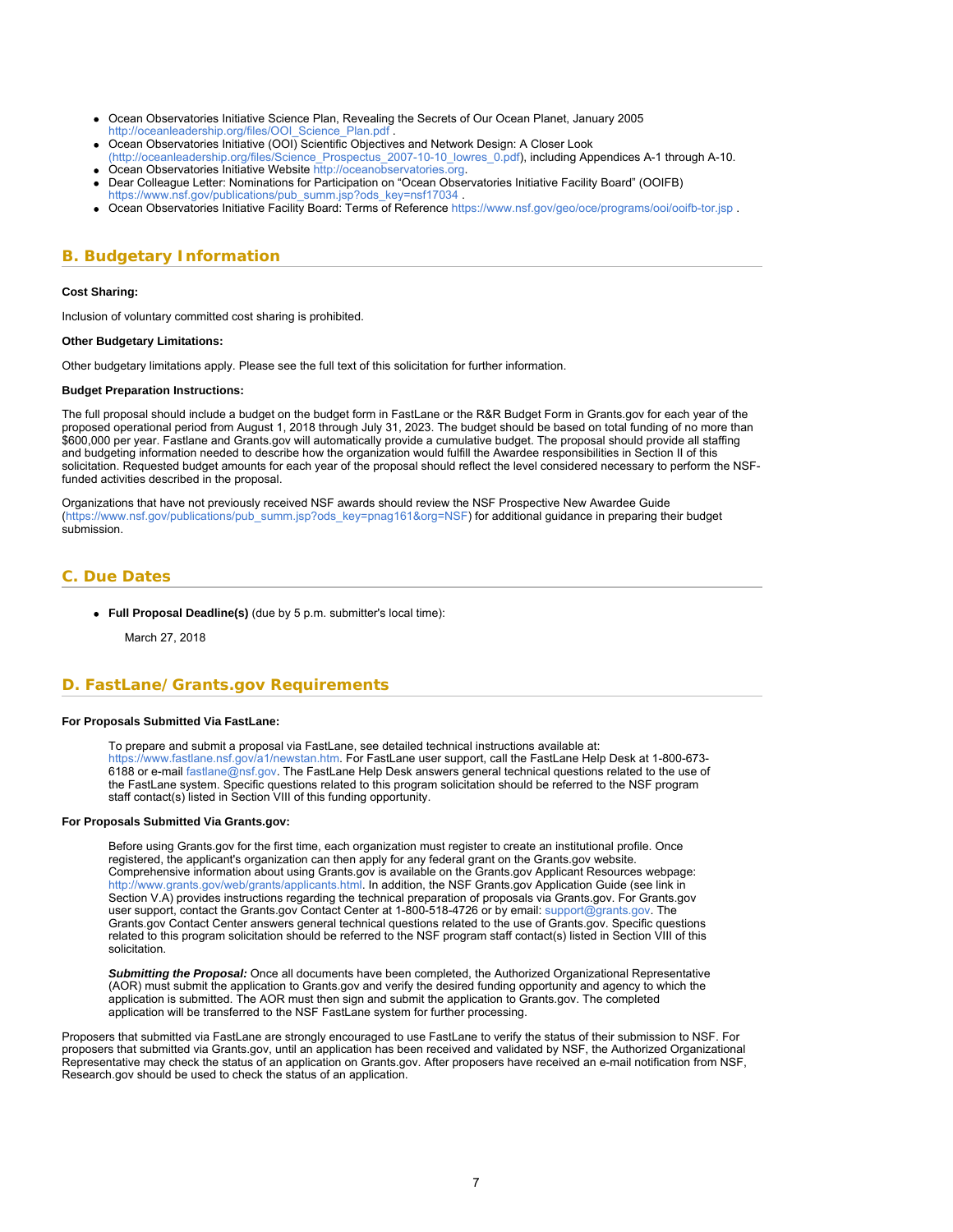- Ocean Observatories Initiative Science Plan, Revealing the Secrets of Our Ocean Planet, January 2005 http://oceanleadership.org/files/OOI_Science_Plan.pdf .
- Ocean Observatories Initiative (OOI) Scientific Objectives and Network Design: A Closer Look (http://oceanleadership.org/files/Science_Prospectus_2007-10-10_lowres_0.pdf), including Appendices A-1 through A-10.
- Ocean Observatories Initiative Website http://oceanobservatories.org.
- Dear Colleague Letter: Nominations for Participation on "Ocean Observatories Initiative Facility Board" (OOIFB) https://www.nsf.gov/publications/pub_summ.jsp?ods_key=nsf17034 .
- Ocean Observatories Initiative Facility Board: Terms of Reference https://www.nsf.gov/geo/oce/programs/ooi/ooifb-tor.jsp .

## B. Budgetary Information

**Cost Sharing:**

Inclusion of voluntary committed cost sharing is prohibited.

**Other Budgetary Limitations:**

Other budgetary limitations apply. Please see the full text of this solicitation for further information.

**Budget Preparation Instructions:**

The full proposal should include a budget on the budget form in FastLane or the R&R Budget Form in Grants.gov for each year of the proposed operational period from August 1, 2018 through July 31, 2023. The budget should be based on total funding of no more than $600,000 per year. Fastlane and Grants.gov will automatically provide a cumulative budget. The proposal should provide all staffing and budgeting information needed to describe how the organization would fulfill the Awardee responsibilities in Section II of this solicitation. Requested budget amounts for each year of the proposal should reflect the level considered necessary to perform the NSF-funded activities described in the proposal.

Organizations that have not previously received NSF awards should review the NSF Prospective New Awardee Guide (https://www.nsf.gov/publications/pub_summ.jsp?ods_key=pnag161&org=NSF) for additional guidance in preparing their budget submission.

## C. Due Dates

- **Full Proposal Deadline(s)** (due by 5 p.m. submitter's local time):

  March 27, 2018

## D. FastLane/Grants.gov Requirements

**For Proposals Submitted Via FastLane:**

To prepare and submit a proposal via FastLane, see detailed technical instructions available at: https://www.fastlane.nsf.gov/a1/newstan.htm. For FastLane user support, call the FastLane Help Desk at 1-800-673-6188 or e-mail fastlane@nsf.gov. The FastLane Help Desk answers general technical questions related to the use of the FastLane system. Specific questions related to this program solicitation should be referred to the NSF program staff contact(s) listed in Section VIII of this funding opportunity.

**For Proposals Submitted Via Grants.gov:**

Before using Grants.gov for the first time, each organization must register to create an institutional profile. Once registered, the applicant's organization can then apply for any federal grant on the Grants.gov website. Comprehensive information about using Grants.gov is available on the Grants.gov Applicant Resources webpage: http://www.grants.gov/web/grants/applicants.html. In addition, the NSF Grants.gov Application Guide (see link in Section V.A) provides instructions regarding the technical preparation of proposals via Grants.gov. For Grants.gov user support, contact the Grants.gov Contact Center at 1-800-518-4726 or by email: support@grants.gov. The Grants.gov Contact Center answers general technical questions related to the use of Grants.gov. Specific questions related to this program solicitation should be referred to the NSF program staff contact(s) listed in Section VIII of this solicitation.

***Submitting the Proposal:*** Once all documents have been completed, the Authorized Organizational Representative (AOR) must submit the application to Grants.gov and verify the desired funding opportunity and agency to which the application is submitted. The AOR must then sign and submit the application to Grants.gov. The completed application will be transferred to the NSF FastLane system for further processing.

Proposers that submitted via FastLane are strongly encouraged to use FastLane to verify the status of their submission to NSF. For proposers that submitted via Grants.gov, until an application has been received and validated by NSF, the Authorized Organizational Representative may check the status of an application on Grants.gov. After proposers have received an e-mail notification from NSF, Research.gov should be used to check the status of an application.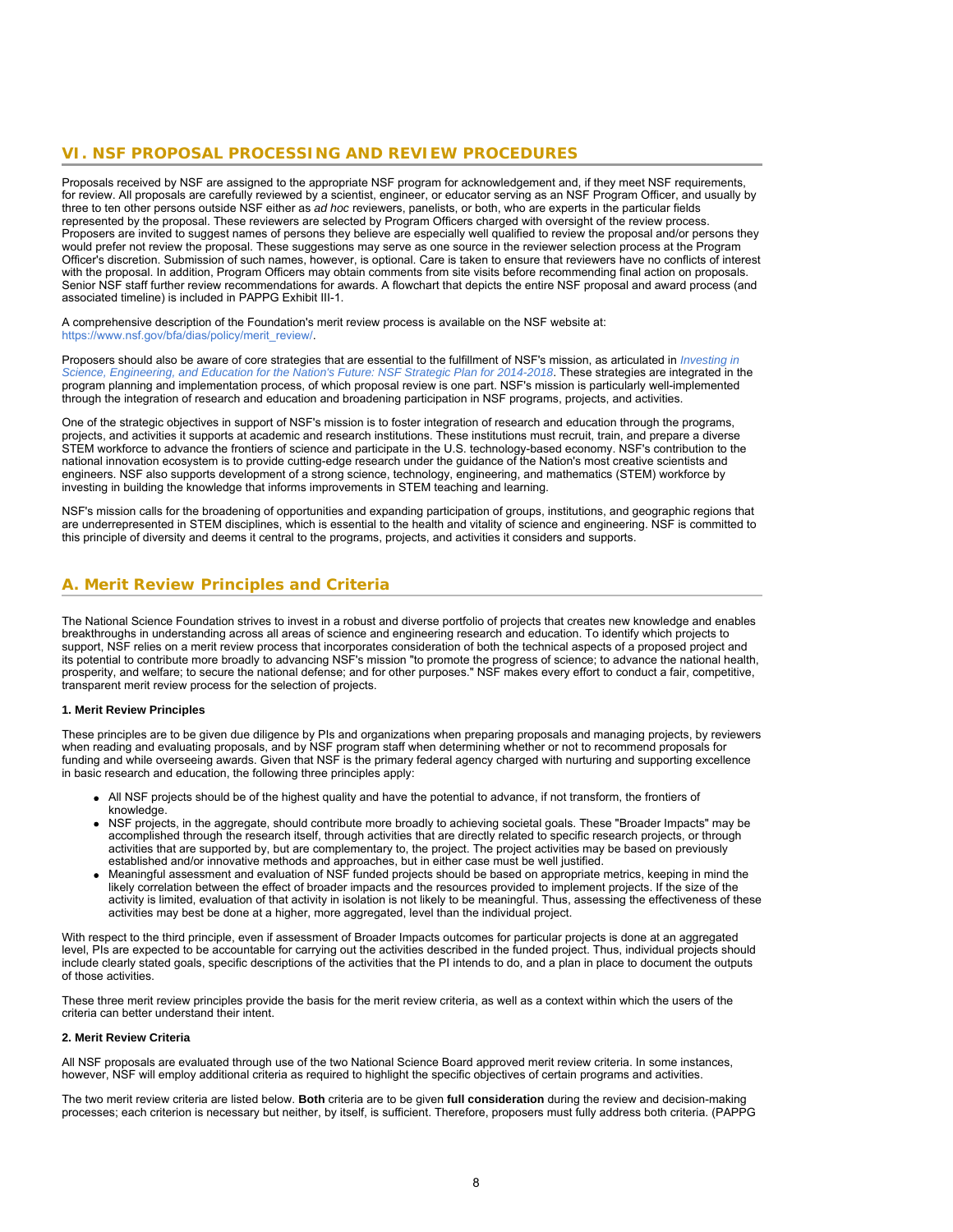## VI. NSF PROPOSAL PROCESSING AND REVIEW PROCEDURES

Proposals received by NSF are assigned to the appropriate NSF program for acknowledgement and, if they meet NSF requirements, for review. All proposals are carefully reviewed by a scientist, engineer, or educator serving as an NSF Program Officer, and usually by three to ten other persons outside NSF either as *ad hoc* reviewers, panelists, or both, who are experts in the particular fields represented by the proposal. These reviewers are selected by Program Officers charged with oversight of the review process. Proposers are invited to suggest names of persons they believe are especially well qualified to review the proposal and/or persons they would prefer not review the proposal. These suggestions may serve as one source in the reviewer selection process at the Program Officer's discretion. Submission of such names, however, is optional. Care is taken to ensure that reviewers have no conflicts of interest with the proposal. In addition, Program Officers may obtain comments from site visits before recommending final action on proposals. Senior NSF staff further review recommendations for awards. A flowchart that depicts the entire NSF proposal and award process (and associated timeline) is included in PAPPG Exhibit III-1.

A comprehensive description of the Foundation's merit review process is available on the NSF website at: https://www.nsf.gov/bfa/dias/policy/merit_review/.

Proposers should also be aware of core strategies that are essential to the fulfillment of NSF's mission, as articulated in *Investing in Science, Engineering, and Education for the Nation's Future: NSF Strategic Plan for 2014-2018*. These strategies are integrated in the program planning and implementation process, of which proposal review is one part. NSF's mission is particularly well-implemented through the integration of research and education and broadening participation in NSF programs, projects, and activities.

One of the strategic objectives in support of NSF's mission is to foster integration of research and education through the programs, projects, and activities it supports at academic and research institutions. These institutions must recruit, train, and prepare a diverse STEM workforce to advance the frontiers of science and participate in the U.S. technology-based economy. NSF's contribution to the national innovation ecosystem is to provide cutting-edge research under the guidance of the Nation's most creative scientists and engineers. NSF also supports development of a strong science, technology, engineering, and mathematics (STEM) workforce by investing in building the knowledge that informs improvements in STEM teaching and learning.

NSF's mission calls for the broadening of opportunities and expanding participation of groups, institutions, and geographic regions that are underrepresented in STEM disciplines, which is essential to the health and vitality of science and engineering. NSF is committed to this principle of diversity and deems it central to the programs, projects, and activities it considers and supports.

### A. Merit Review Principles and Criteria

The National Science Foundation strives to invest in a robust and diverse portfolio of projects that creates new knowledge and enables breakthroughs in understanding across all areas of science and engineering research and education. To identify which projects to support, NSF relies on a merit review process that incorporates consideration of both the technical aspects of a proposed project and its potential to contribute more broadly to advancing NSF's mission "to promote the progress of science; to advance the national health, prosperity, and welfare; to secure the national defense; and for other purposes." NSF makes every effort to conduct a fair, competitive, transparent merit review process for the selection of projects.

**1. Merit Review Principles**

These principles are to be given due diligence by PIs and organizations when preparing proposals and managing projects, by reviewers when reading and evaluating proposals, and by NSF program staff when determining whether or not to recommend proposals for funding and while overseeing awards. Given that NSF is the primary federal agency charged with nurturing and supporting excellence in basic research and education, the following three principles apply:

- All NSF projects should be of the highest quality and have the potential to advance, if not transform, the frontiers of knowledge.
- NSF projects, in the aggregate, should contribute more broadly to achieving societal goals. These "Broader Impacts" may be accomplished through the research itself, through activities that are directly related to specific research projects, or through activities that are supported by, but are complementary to, the project. The project activities may be based on previously established and/or innovative methods and approaches, but in either case must be well justified.
- Meaningful assessment and evaluation of NSF funded projects should be based on appropriate metrics, keeping in mind the likely correlation between the effect of broader impacts and the resources provided to implement projects. If the size of the activity is limited, evaluation of that activity in isolation is not likely to be meaningful. Thus, assessing the effectiveness of these activities may best be done at a higher, more aggregated, level than the individual project.

With respect to the third principle, even if assessment of Broader Impacts outcomes for particular projects is done at an aggregated level, PIs are expected to be accountable for carrying out the activities described in the funded project. Thus, individual projects should include clearly stated goals, specific descriptions of the activities that the PI intends to do, and a plan in place to document the outputs of those activities.

These three merit review principles provide the basis for the merit review criteria, as well as a context within which the users of the criteria can better understand their intent.

**2. Merit Review Criteria**

All NSF proposals are evaluated through use of the two National Science Board approved merit review criteria. In some instances, however, NSF will employ additional criteria as required to highlight the specific objectives of certain programs and activities.

The two merit review criteria are listed below. **Both** criteria are to be given **full consideration** during the review and decision-making processes; each criterion is necessary but neither, by itself, is sufficient. Therefore, proposers must fully address both criteria. (PAPPG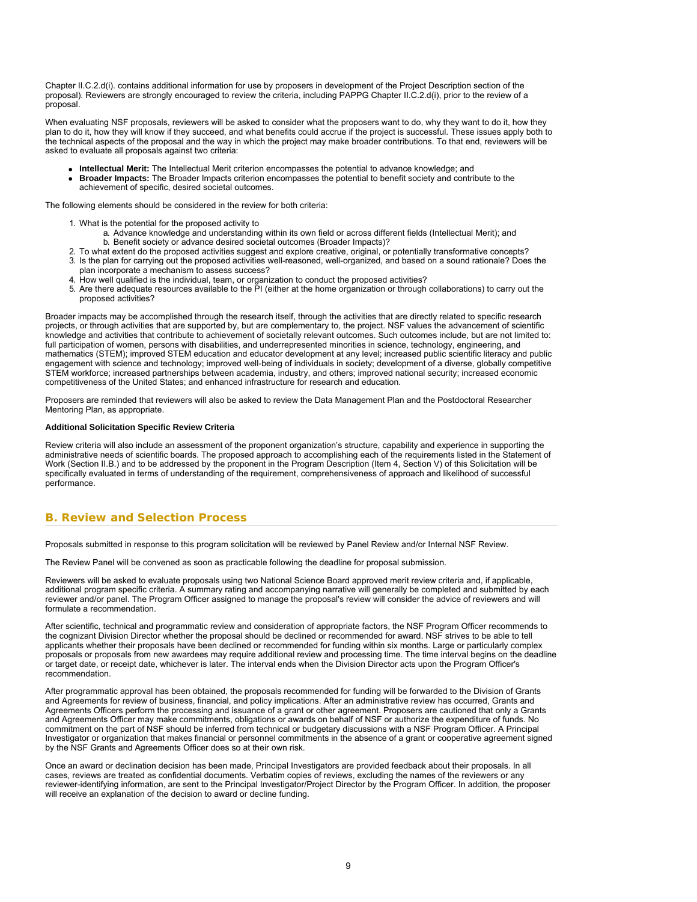Chapter II.C.2.d(i). contains additional information for use by proposers in development of the Project Description section of the proposal). Reviewers are strongly encouraged to review the criteria, including PAPPG Chapter II.C.2.d(i), prior to the review of a proposal.

When evaluating NSF proposals, reviewers will be asked to consider what the proposers want to do, why they want to do it, how they plan to do it, how they will know if they succeed, and what benefits could accrue if the project is successful. These issues apply both to the technical aspects of the proposal and the way in which the project may make broader contributions. To that end, reviewers will be asked to evaluate all proposals against two criteria:

- **Intellectual Merit:** The Intellectual Merit criterion encompasses the potential to advance knowledge; and
- **Broader Impacts:** The Broader Impacts criterion encompasses the potential to benefit society and contribute to the achievement of specific, desired societal outcomes.

The following elements should be considered in the review for both criteria:

1. What is the potential for the proposed activity to
   a. Advance knowledge and understanding within its own field or across different fields (Intellectual Merit); and
   b. Benefit society or advance desired societal outcomes (Broader Impacts)?
2. To what extent do the proposed activities suggest and explore creative, original, or potentially transformative concepts?
3. Is the plan for carrying out the proposed activities well-reasoned, well-organized, and based on a sound rationale? Does the plan incorporate a mechanism to assess success?
4. How well qualified is the individual, team, or organization to conduct the proposed activities?
5. Are there adequate resources available to the PI (either at the home organization or through collaborations) to carry out the proposed activities?

Broader impacts may be accomplished through the research itself, through the activities that are directly related to specific research projects, or through activities that are supported by, but are complementary to, the project. NSF values the advancement of scientific knowledge and activities that contribute to achievement of societally relevant outcomes. Such outcomes include, but are not limited to: full participation of women, persons with disabilities, and underrepresented minorities in science, technology, engineering, and mathematics (STEM); improved STEM education and educator development at any level; increased public scientific literacy and public engagement with science and technology; improved well-being of individuals in society; development of a diverse, globally competitive STEM workforce; increased partnerships between academia, industry, and others; improved national security; increased economic competitiveness of the United States; and enhanced infrastructure for research and education.

Proposers are reminded that reviewers will also be asked to review the Data Management Plan and the Postdoctoral Researcher Mentoring Plan, as appropriate.

**Additional Solicitation Specific Review Criteria**

Review criteria will also include an assessment of the proponent organization's structure, capability and experience in supporting the administrative needs of scientific boards. The proposed approach to accomplishing each of the requirements listed in the Statement of Work (Section II.B.) and to be addressed by the proponent in the Program Description (Item 4, Section V) of this Solicitation will be specifically evaluated in terms of understanding of the requirement, comprehensiveness of approach and likelihood of successful performance.

## B. Review and Selection Process

Proposals submitted in response to this program solicitation will be reviewed by Panel Review and/or Internal NSF Review.

The Review Panel will be convened as soon as practicable following the deadline for proposal submission.

Reviewers will be asked to evaluate proposals using two National Science Board approved merit review criteria and, if applicable, additional program specific criteria. A summary rating and accompanying narrative will generally be completed and submitted by each reviewer and/or panel. The Program Officer assigned to manage the proposal's review will consider the advice of reviewers and will formulate a recommendation.

After scientific, technical and programmatic review and consideration of appropriate factors, the NSF Program Officer recommends to the cognizant Division Director whether the proposal should be declined or recommended for award. NSF strives to be able to tell applicants whether their proposals have been declined or recommended for funding within six months. Large or particularly complex proposals or proposals from new awardees may require additional review and processing time. The time interval begins on the deadline or target date, or receipt date, whichever is later. The interval ends when the Division Director acts upon the Program Officer's recommendation.

After programmatic approval has been obtained, the proposals recommended for funding will be forwarded to the Division of Grants and Agreements for review of business, financial, and policy implications. After an administrative review has occurred, Grants and Agreements Officers perform the processing and issuance of a grant or other agreement. Proposers are cautioned that only a Grants and Agreements Officer may make commitments, obligations or awards on behalf of NSF or authorize the expenditure of funds. No commitment on the part of NSF should be inferred from technical or budgetary discussions with a NSF Program Officer. A Principal Investigator or organization that makes financial or personnel commitments in the absence of a grant or cooperative agreement signed by the NSF Grants and Agreements Officer does so at their own risk.

Once an award or declination decision has been made, Principal Investigators are provided feedback about their proposals. In all cases, reviews are treated as confidential documents. Verbatim copies of reviews, excluding the names of the reviewers or any reviewer-identifying information, are sent to the Principal Investigator/Project Director by the Program Officer. In addition, the proposer will receive an explanation of the decision to award or decline funding.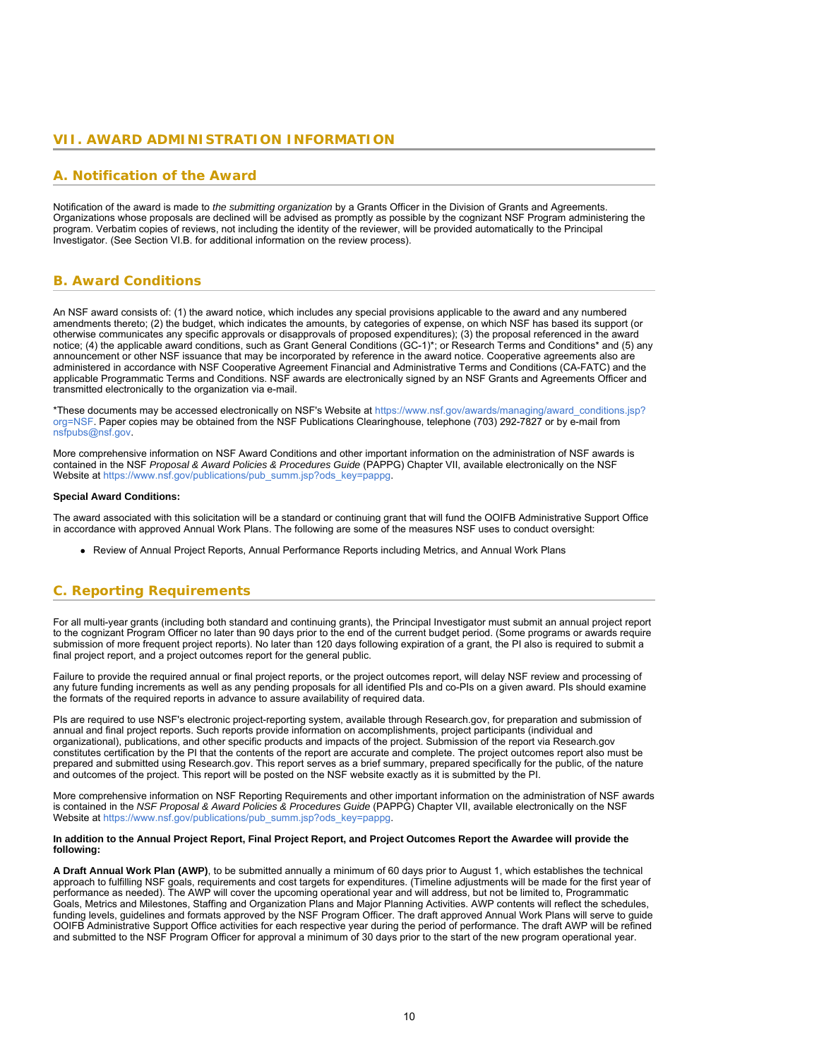## VII. AWARD ADMINISTRATION INFORMATION

### A. Notification of the Award

Notification of the award is made to *the submitting organization* by a Grants Officer in the Division of Grants and Agreements. Organizations whose proposals are declined will be advised as promptly as possible by the cognizant NSF Program administering the program. Verbatim copies of reviews, not including the identity of the reviewer, will be provided automatically to the Principal Investigator. (See Section VI.B. for additional information on the review process).

### B. Award Conditions

An NSF award consists of: (1) the award notice, which includes any special provisions applicable to the award and any numbered amendments thereto; (2) the budget, which indicates the amounts, by categories of expense, on which NSF has based its support (or otherwise communicates any specific approvals or disapprovals of proposed expenditures); (3) the proposal referenced in the award notice; (4) the applicable award conditions, such as Grant General Conditions (GC-1)*; or Research Terms and Conditions* and (5) any announcement or other NSF issuance that may be incorporated by reference in the award notice. Cooperative agreements also are administered in accordance with NSF Cooperative Agreement Financial and Administrative Terms and Conditions (CA-FATC) and the applicable Programmatic Terms and Conditions. NSF awards are electronically signed by an NSF Grants and Agreements Officer and transmitted electronically to the organization via e-mail.

*These documents may be accessed electronically on NSF's Website at https://www.nsf.gov/awards/managing/award_conditions.jsp?org=NSF. Paper copies may be obtained from the NSF Publications Clearinghouse, telephone (703) 292-7827 or by e-mail from nsfpubs@nsf.gov.

More comprehensive information on NSF Award Conditions and other important information on the administration of NSF awards is contained in the NSF *Proposal & Award Policies & Procedures Guide* (PAPPG) Chapter VII, available electronically on the NSF Website at https://www.nsf.gov/publications/pub_summ.jsp?ods_key=pappg.

**Special Award Conditions:**

The award associated with this solicitation will be a standard or continuing grant that will fund the OOIFB Administrative Support Office in accordance with approved Annual Work Plans. The following are some of the measures NSF uses to conduct oversight:

- Review of Annual Project Reports, Annual Performance Reports including Metrics, and Annual Work Plans

### C. Reporting Requirements

For all multi-year grants (including both standard and continuing grants), the Principal Investigator must submit an annual project report to the cognizant Program Officer no later than 90 days prior to the end of the current budget period. (Some programs or awards require submission of more frequent project reports). No later than 120 days following expiration of a grant, the PI also is required to submit a final project report, and a project outcomes report for the general public.

Failure to provide the required annual or final project reports, or the project outcomes report, will delay NSF review and processing of any future funding increments as well as any pending proposals for all identified PIs and co-PIs on a given award. PIs should examine the formats of the required reports in advance to assure availability of required data.

PIs are required to use NSF's electronic project-reporting system, available through Research.gov, for preparation and submission of annual and final project reports. Such reports provide information on accomplishments, project participants (individual and organizational), publications, and other specific products and impacts of the project. Submission of the report via Research.gov constitutes certification by the PI that the contents of the report are accurate and complete. The project outcomes report also must be prepared and submitted using Research.gov. This report serves as a brief summary, prepared specifically for the public, of the nature and outcomes of the project. This report will be posted on the NSF website exactly as it is submitted by the PI.

More comprehensive information on NSF Reporting Requirements and other important information on the administration of NSF awards is contained in the *NSF Proposal & Award Policies & Procedures Guide* (PAPPG) Chapter VII, available electronically on the NSF Website at https://www.nsf.gov/publications/pub_summ.jsp?ods_key=pappg.

**In addition to the Annual Project Report, Final Project Report, and Project Outcomes Report the Awardee will provide the following:**

**A Draft Annual Work Plan (AWP)**, to be submitted annually a minimum of 60 days prior to August 1, which establishes the technical approach to fulfilling NSF goals, requirements and cost targets for expenditures. (Timeline adjustments will be made for the first year of performance as needed). The AWP will cover the upcoming operational year and will address, but not be limited to, Programmatic Goals, Metrics and Milestones, Staffing and Organization Plans and Major Planning Activities. AWP contents will reflect the schedules, funding levels, guidelines and formats approved by the NSF Program Officer. The draft approved Annual Work Plans will serve to guide OOIFB Administrative Support Office activities for each respective year during the period of performance. The draft AWP will be refined and submitted to the NSF Program Officer for approval a minimum of 30 days prior to the start of the new program operational year.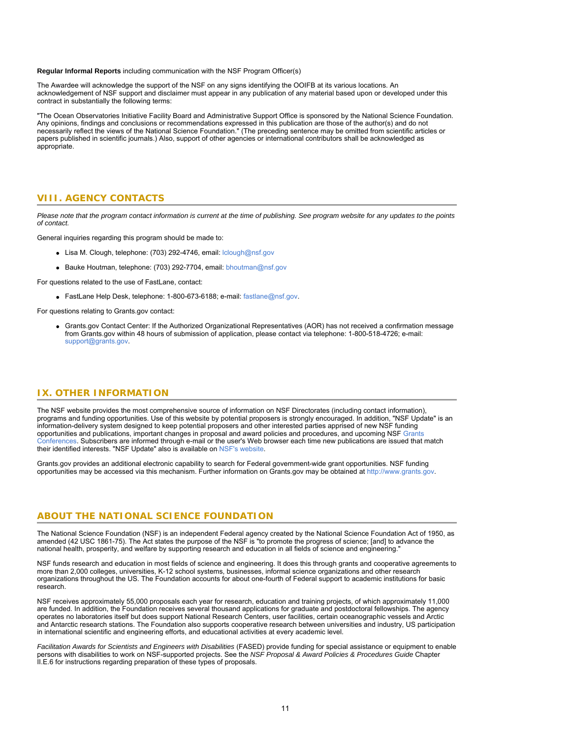**Regular Informal Reports** including communication with the NSF Program Officer(s)

The Awardee will acknowledge the support of the NSF on any signs identifying the OOIFB at its various locations. An acknowledgement of NSF support and disclaimer must appear in any publication of any material based upon or developed under this contract in substantially the following terms:

"The Ocean Observatories Initiative Facility Board and Administrative Support Office is sponsored by the National Science Foundation. Any opinions, findings and conclusions or recommendations expressed in this publication are those of the author(s) and do not necessarily reflect the views of the National Science Foundation." (The preceding sentence may be omitted from scientific articles or papers published in scientific journals.) Also, support of other agencies or international contributors shall be acknowledged as appropriate.

## VIII. AGENCY CONTACTS

*Please note that the program contact information is current at the time of publishing. See program website for any updates to the points of contact.*

General inquiries regarding this program should be made to:

- Lisa M. Clough, telephone: (703) 292-4746, email: lclough@nsf.gov
- Bauke Houtman, telephone: (703) 292-7704, email: bhoutman@nsf.gov

For questions related to the use of FastLane, contact:

- FastLane Help Desk, telephone: 1-800-673-6188; e-mail: fastlane@nsf.gov.

For questions relating to Grants.gov contact:

- Grants.gov Contact Center: If the Authorized Organizational Representatives (AOR) has not received a confirmation message from Grants.gov within 48 hours of submission of application, please contact via telephone: 1-800-518-4726; e-mail: support@grants.gov.

## IX. OTHER INFORMATION

The NSF website provides the most comprehensive source of information on NSF Directorates (including contact information), programs and funding opportunities. Use of this website by potential proposers is strongly encouraged. In addition, "NSF Update" is an information-delivery system designed to keep potential proposers and other interested parties apprised of new NSF funding opportunities and publications, important changes in proposal and award policies and procedures, and upcoming NSF Grants Conferences. Subscribers are informed through e-mail or the user's Web browser each time new publications are issued that match their identified interests. "NSF Update" also is available on NSF's website.

Grants.gov provides an additional electronic capability to search for Federal government-wide grant opportunities. NSF funding opportunities may be accessed via this mechanism. Further information on Grants.gov may be obtained at http://www.grants.gov.

## ABOUT THE NATIONAL SCIENCE FOUNDATION

The National Science Foundation (NSF) is an independent Federal agency created by the National Science Foundation Act of 1950, as amended (42 USC 1861-75). The Act states the purpose of the NSF is "to promote the progress of science; [and] to advance the national health, prosperity, and welfare by supporting research and education in all fields of science and engineering."

NSF funds research and education in most fields of science and engineering. It does this through grants and cooperative agreements to more than 2,000 colleges, universities, K-12 school systems, businesses, informal science organizations and other research organizations throughout the US. The Foundation accounts for about one-fourth of Federal support to academic institutions for basic research.

NSF receives approximately 55,000 proposals each year for research, education and training projects, of which approximately 11,000 are funded. In addition, the Foundation receives several thousand applications for graduate and postdoctoral fellowships. The agency operates no laboratories itself but does support National Research Centers, user facilities, certain oceanographic vessels and Arctic and Antarctic research stations. The Foundation also supports cooperative research between universities and industry, US participation in international scientific and engineering efforts, and educational activities at every academic level.

*Facilitation Awards for Scientists and Engineers with Disabilities* (FASED) provide funding for special assistance or equipment to enable persons with disabilities to work on NSF-supported projects. See the *NSF Proposal & Award Policies & Procedures Guide* Chapter II.E.6 for instructions regarding preparation of these types of proposals.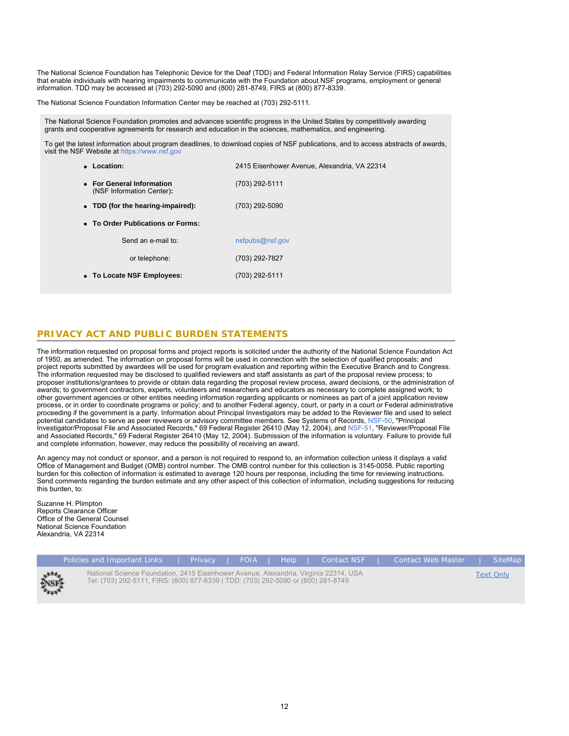The National Science Foundation has Telephonic Device for the Deaf (TDD) and Federal Information Relay Service (FIRS) capabilities that enable individuals with hearing impairments to communicate with the Foundation about NSF programs, employment or general information. TDD may be accessed at (703) 292-5090 and (800) 281-8749, FIRS at (800) 877-8339.

The National Science Foundation Information Center may be reached at (703) 292-5111.

The National Science Foundation promotes and advances scientific progress in the United States by competitively awarding grants and cooperative agreements for research and education in the sciences, mathematics, and engineering.

To get the latest information about program deadlines, to download copies of NSF publications, and to access abstracts of awards, visit the NSF Website at https://www.nsf.gov

- **Location:** 2415 Eisenhower Avenue, Alexandria, VA 22314
- **For General Information** (NSF Information Center)**:** (703) 292-5111
- **TDD (for the hearing-impaired):** (703) 292-5090
- **To Order Publications or Forms:**
  - Send an e-mail to: nsfpubs@nsf.gov
  - or telephone: (703) 292-7827
- **To Locate NSF Employees:** (703) 292-5111

## PRIVACY ACT AND PUBLIC BURDEN STATEMENTS

The information requested on proposal forms and project reports is solicited under the authority of the National Science Foundation Act of 1950, as amended. The information on proposal forms will be used in connection with the selection of qualified proposals; and project reports submitted by awardees will be used for program evaluation and reporting within the Executive Branch and to Congress. The information requested may be disclosed to qualified reviewers and staff assistants as part of the proposal review process; to proposer institutions/grantees to provide or obtain data regarding the proposal review process, award decisions, or the administration of awards; to government contractors, experts, volunteers and researchers and educators as necessary to complete assigned work; to other government agencies or other entities needing information regarding applicants or nominees as part of a joint application review process, or in order to coordinate programs or policy; and to another Federal agency, court, or party in a court or Federal administrative proceeding if the government is a party. Information about Principal Investigators may be added to the Reviewer file and used to select potential candidates to serve as peer reviewers or advisory committee members. See Systems of Records, NSF-50, "Principal Investigator/Proposal File and Associated Records," 69 Federal Register 26410 (May 12, 2004), and NSF-51, "Reviewer/Proposal File and Associated Records," 69 Federal Register 26410 (May 12, 2004). Submission of the information is voluntary. Failure to provide full and complete information, however, may reduce the possibility of receiving an award.

An agency may not conduct or sponsor, and a person is not required to respond to, an information collection unless it displays a valid Office of Management and Budget (OMB) control number. The OMB control number for this collection is 3145-0058. Public reporting burden for this collection of information is estimated to average 120 hours per response, including the time for reviewing instructions. Send comments regarding the burden estimate and any other aspect of this collection of information, including suggestions for reducing this burden, to:

Suzanne H. Plimpton
Reports Clearance Officer
Office of the General Counsel
National Science Foundation
Alexandria, VA 22314

Policies and Important Links | Privacy | FOIA | Help | Contact NSF | Contact Web Master | SiteMap

National Science Foundation, 2415 Eisenhower Avenue, Alexandria, Virginia 22314, USA
Tel: (703) 292-5111, FIRS: (800) 877-8339 | TDD: (703) 292-5090 or (800) 281-8749

Text Only